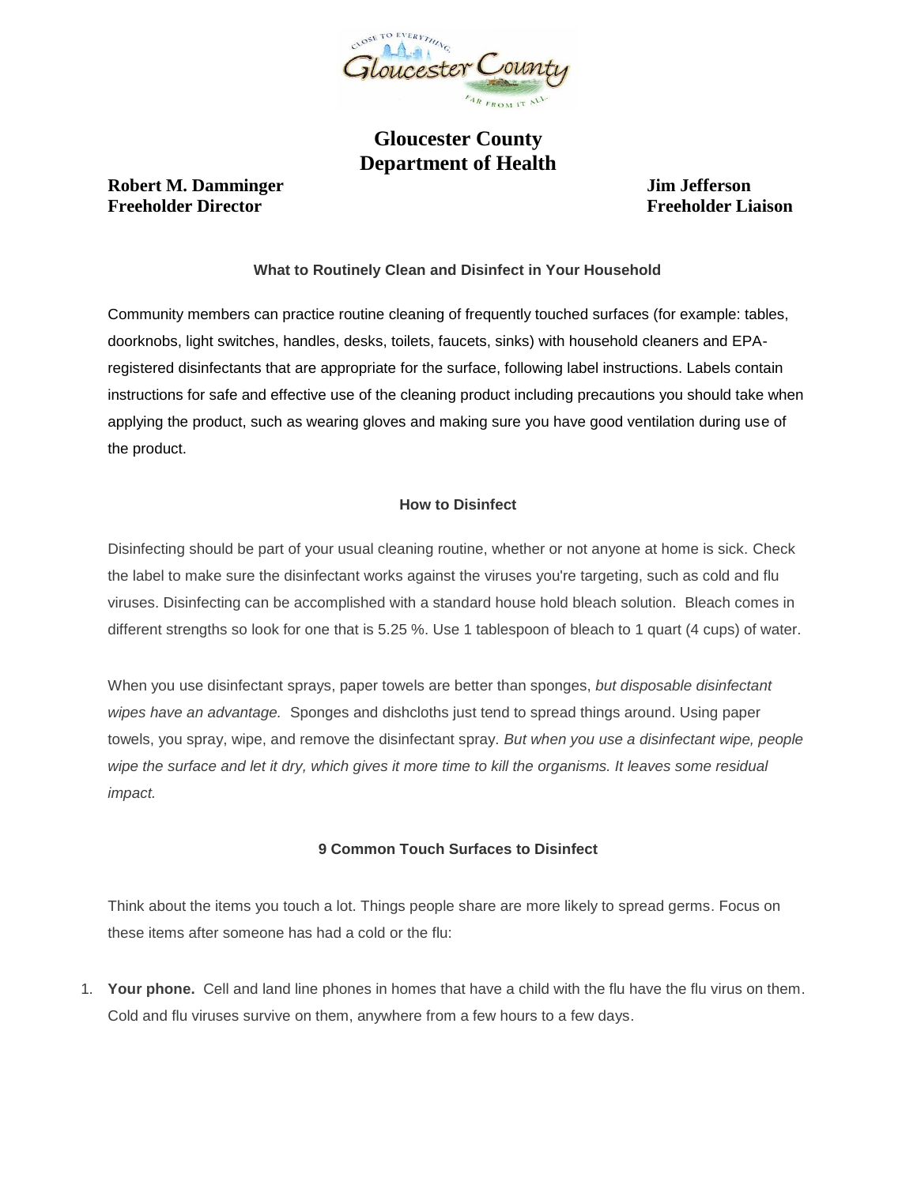# Gloucester County Department of Health

**Robert M. Damminger**
**Freeholder Director**

**Jim Jefferson**
**Freeholder Liaison**

### What to Routinely Clean and Disinfect in Your Household

Community members can practice routine cleaning of frequently touched surfaces (for example: tables, doorknobs, light switches, handles, desks, toilets, faucets, sinks) with household cleaners and EPA-registered disinfectants that are appropriate for the surface, following label instructions. Labels contain instructions for safe and effective use of the cleaning product including precautions you should take when applying the product, such as wearing gloves and making sure you have good ventilation during use of the product.

### How to Disinfect

Disinfecting should be part of your usual cleaning routine, whether or not anyone at home is sick. Check the label to make sure the disinfectant works against the viruses you're targeting, such as cold and flu viruses. Disinfecting can be accomplished with a standard house hold bleach solution. Bleach comes in different strengths so look for one that is 5.25 %. Use 1 tablespoon of bleach to 1 quart (4 cups) of water.

When you use disinfectant sprays, paper towels are better than sponges, *but disposable disinfectant wipes have an advantage.* Sponges and dishcloths just tend to spread things around. Using paper towels, you spray, wipe, and remove the disinfectant spray. *But when you use a disinfectant wipe, people wipe the surface and let it dry, which gives it more time to kill the organisms. It leaves some residual impact.*

### 9 Common Touch Surfaces to Disinfect

Think about the items you touch a lot. Things people share are more likely to spread germs. Focus on these items after someone has had a cold or the flu:

1. **Your phone.** Cell and land line phones in homes that have a child with the flu have the flu virus on them. Cold and flu viruses survive on them, anywhere from a few hours to a few days.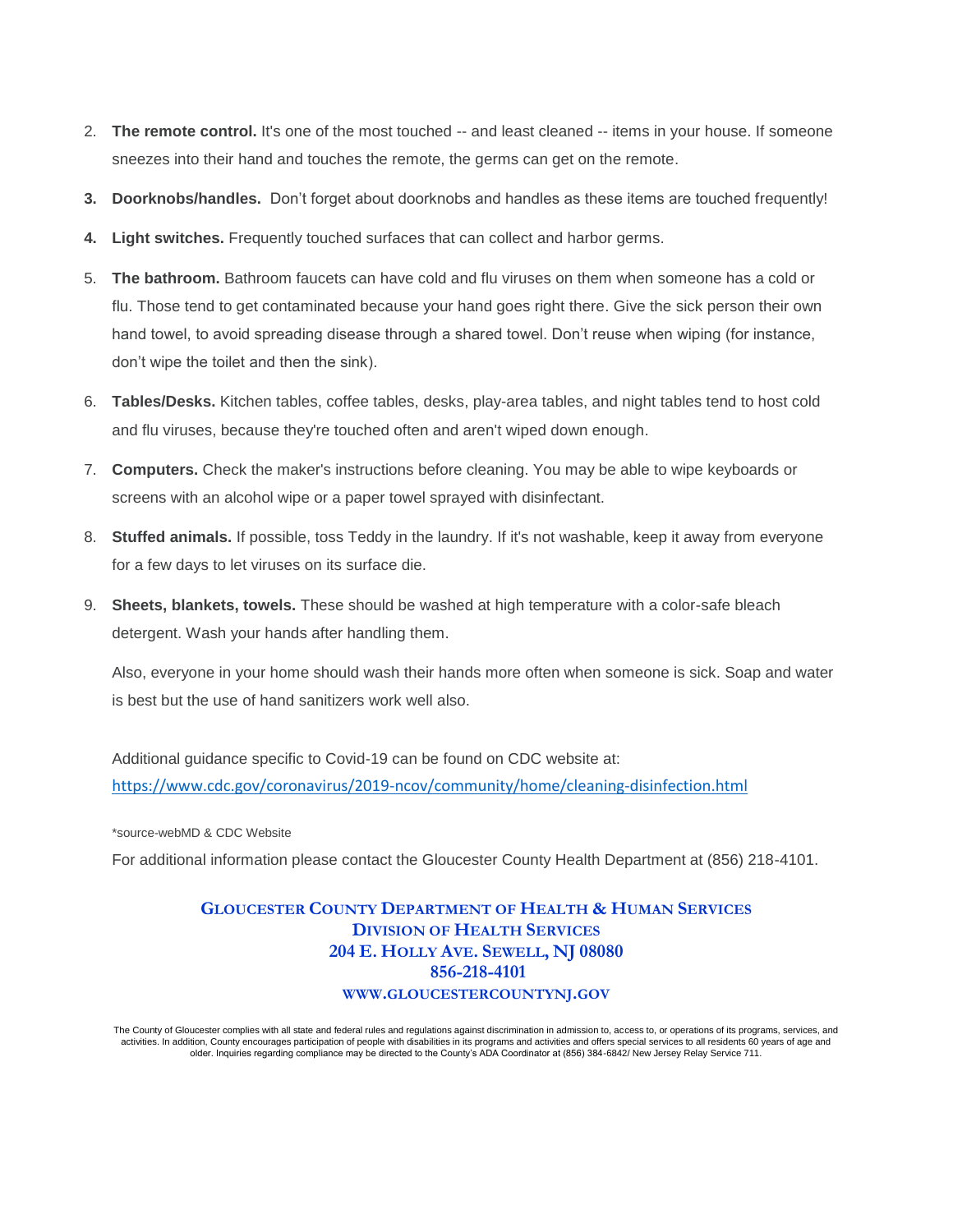2. **The remote control.** It's one of the most touched -- and least cleaned -- items in your house. If someone sneezes into their hand and touches the remote, the germs can get on the remote.
3. **Doorknobs/handles.** Don't forget about doorknobs and handles as these items are touched frequently!
4. **Light switches.** Frequently touched surfaces that can collect and harbor germs.
5. **The bathroom.** Bathroom faucets can have cold and flu viruses on them when someone has a cold or flu. Those tend to get contaminated because your hand goes right there. Give the sick person their own hand towel, to avoid spreading disease through a shared towel. Don't reuse when wiping (for instance, don't wipe the toilet and then the sink).
6. **Tables/Desks.** Kitchen tables, coffee tables, desks, play-area tables, and night tables tend to host cold and flu viruses, because they're touched often and aren't wiped down enough.
7. **Computers.** Check the maker's instructions before cleaning. You may be able to wipe keyboards or screens with an alcohol wipe or a paper towel sprayed with disinfectant.
8. **Stuffed animals.** If possible, toss Teddy in the laundry. If it's not washable, keep it away from everyone for a few days to let viruses on its surface die.
9. **Sheets, blankets, towels.** These should be washed at high temperature with a color-safe bleach detergent. Wash your hands after handling them.

   Also, everyone in your home should wash their hands more often when someone is sick. Soap and water is best but the use of hand sanitizers work well also.

Additional guidance specific to Covid-19 can be found on CDC website at:
https://www.cdc.gov/coronavirus/2019-ncov/community/home/cleaning-disinfection.html

*source-webMD & CDC Website

For additional information please contact the Gloucester County Health Department at (856) 218-4101.

**GLOUCESTER COUNTY DEPARTMENT OF HEALTH & HUMAN SERVICES**
**DIVISION OF HEALTH SERVICES**
**204 E. HOLLY AVE. SEWELL, NJ 08080**
**856-218-4101**
**WWW.GLOUCESTERCOUNTYNJ.GOV**

The County of Gloucester complies with all state and federal rules and regulations against discrimination in admission to, access to, or operations of its programs, services, and activities. In addition, County encourages participation of people with disabilities in its programs and activities and offers special services to all residents 60 years of age and older. Inquiries regarding compliance may be directed to the County's ADA Coordinator at (856) 384-6842/ New Jersey Relay Service 711.